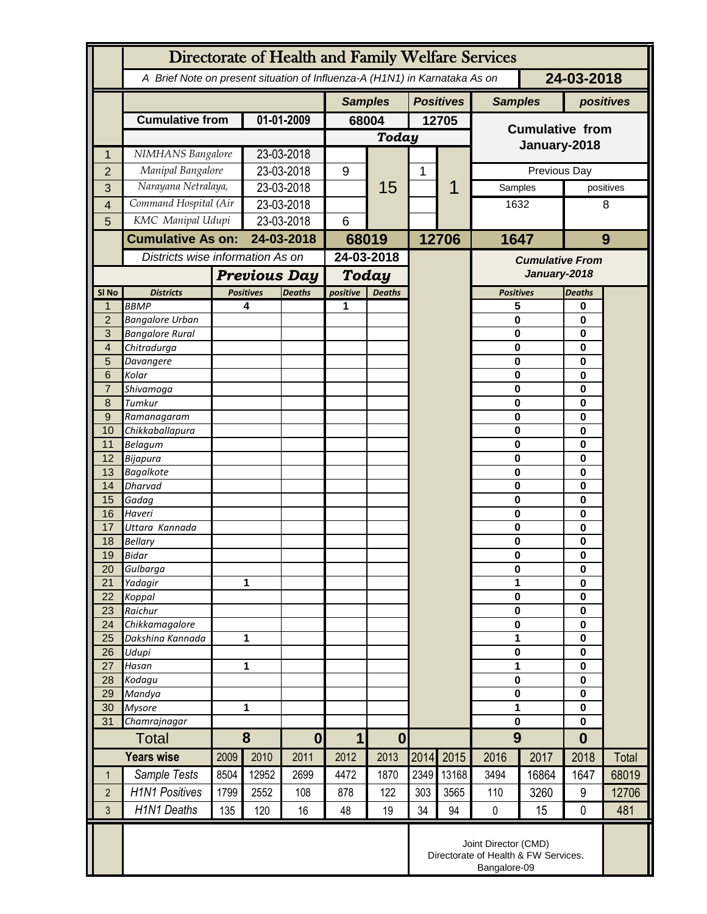# Directorate of Health and Family Welfare Services

A Brief Note on present situation of Influenza-A (H1N1) in Karnataka As on **24-03-2018**

| | | | Samples | | Positives | | Samples | positives |
|---|---|---|---|---|---|---|---|---|
| | **Cumulative from** | **01-01-2009** | **68004** | | **12705** | | **Cumulative from January-2018** | |
| | | | **Today** | | | | | |
| 1 | NIMHANS Bangalore | 23-03-2018 | | 15 | | 1 | | |
| 2 | Manipal Bangalore | 23-03-2018 | 9 | | 1 | | Previous Day | |
| 3 | Narayana Netralaya, | 23-03-2018 | | | | | Samples | positives |
| 4 | Command Hospital (Air | 23-03-2018 | | | | | 1632 | 8 |
| 5 | KMC Manipal Udupi | 23-03-2018 | 6 | | | | | |
| | **Cumulative As on:** | **24-03-2018** | **68019** | | **12706** | | **1647** | **9** |

| Sl No | Districts | Previous Day Positives | Previous Day Deaths | Today positive | Today Deaths | Cumulative From January-2018 Positives | Cumulative From January-2018 Deaths |
|---|---|---|---|---|---|---|---|
| 1 | BBMP | 4 | | 1 | | 5 | 0 |
| 2 | Bangalore Urban | | | | | 0 | 0 |
| 3 | Bangalore Rural | | | | | 0 | 0 |
| 4 | Chitradurga | | | | | 0 | 0 |
| 5 | Davangere | | | | | 0 | 0 |
| 6 | Kolar | | | | | 0 | 0 |
| 7 | Shivamoga | | | | | 0 | 0 |
| 8 | Tumkur | | | | | 0 | 0 |
| 9 | Ramanagaram | | | | | 0 | 0 |
| 10 | Chikkaballapura | | | | | 0 | 0 |
| 11 | Belagum | | | | | 0 | 0 |
| 12 | Bijapura | | | | | 0 | 0 |
| 13 | Bagalkote | | | | | 0 | 0 |
| 14 | Dharvad | | | | | 0 | 0 |
| 15 | Gadag | | | | | 0 | 0 |
| 16 | Haveri | | | | | 0 | 0 |
| 17 | Uttara Kannada | | | | | 0 | 0 |
| 18 | Bellary | | | | | 0 | 0 |
| 19 | Bidar | | | | | 0 | 0 |
| 20 | Gulbarga | | | | | 0 | 0 |
| 21 | Yadagir | 1 | | | | 1 | 0 |
| 22 | Koppal | | | | | 0 | 0 |
| 23 | Raichur | | | | | 0 | 0 |
| 24 | Chikkamagalore | | | | | 0 | 0 |
| 25 | Dakshina Kannada | 1 | | | | 1 | 0 |
| 26 | Udupi | | | | | 0 | 0 |
| 27 | Hasan | 1 | | | | 1 | 0 |
| 28 | Kodagu | | | | | 0 | 0 |
| 29 | Mandya | | | | | 0 | 0 |
| 30 | Mysore | 1 | | | | 1 | 0 |
| 31 | Chamrajnagar | | | | | 0 | 0 |
| | **Total** | **8** | **0** | **1** | **0** | **9** | **0** |

| | Years wise | 2009 | 2010 | 2011 | 2012 | 2013 | 2014 | 2015 | 2016 | 2017 | 2018 | Total |
|---|---|---|---|---|---|---|---|---|---|---|---|---|
| 1 | Sample Tests | 8504 | 12952 | 2699 | 4472 | 1870 | 2349 | 13168 | 3494 | 16864 | 1647 | 68019 |
| 2 | H1N1 Positives | 1799 | 2552 | 108 | 878 | 122 | 303 | 3565 | 110 | 3260 | 9 | 12706 |
| 3 | H1N1 Deaths | 135 | 120 | 16 | 48 | 19 | 34 | 94 | 0 | 15 | 0 | 481 |

Joint Director (CMD)
Directorate of Health & FW Services.
Bangalore-09